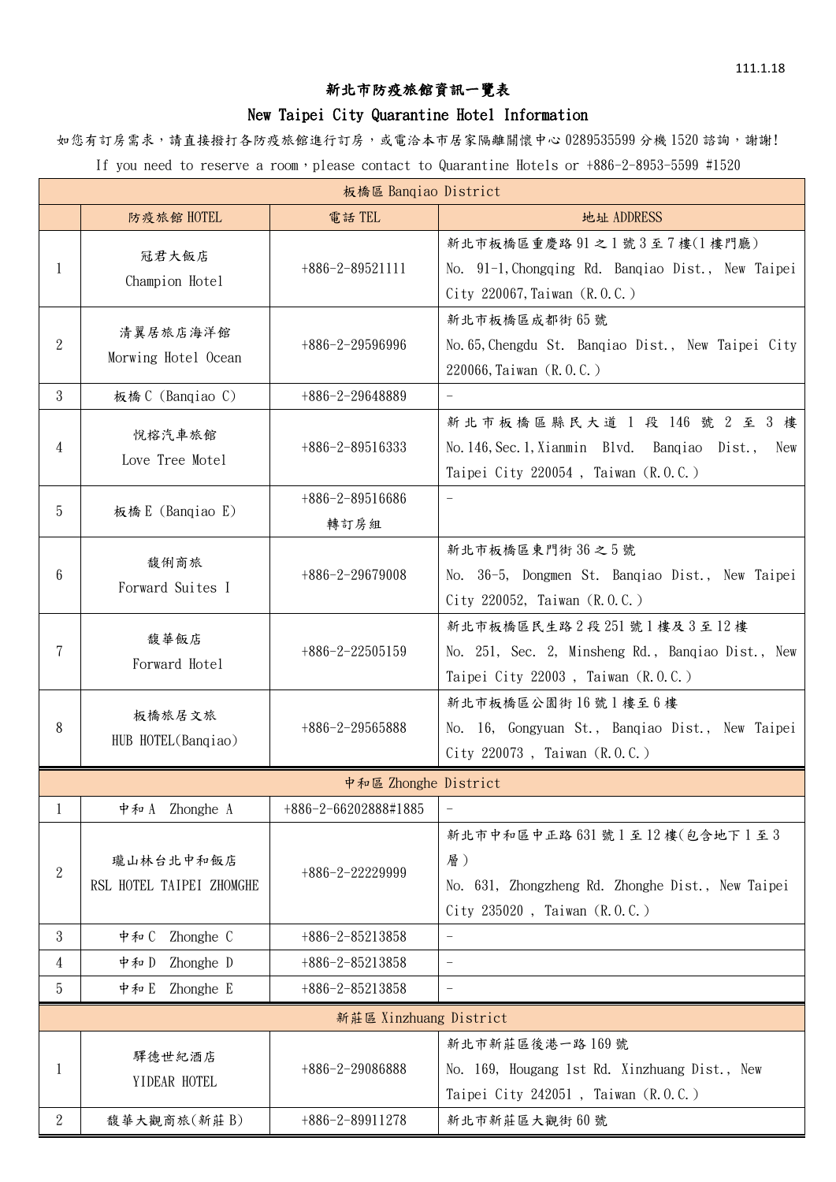111.1.18

# 新北市防疫旅館資訊一覽表

## New Taipei City Quarantine Hotel Information

如您有訂房需求，請直接撥打各防疫旅館進行訂房，或電洽本市居家隔離關懷中心 0289535599 分機 1520 諮詢，謝謝!

If you need to reserve a room，please contact to Quarantine Hotels or +886-2-8953-5599 #1520

| 板橋區 Banqiao District | | | |
|---|---|---|---|
| | 防疫旅館 HOTEL | 電話 TEL | 地址 ADDRESS |
| 1 | 冠君大飯店<br>Champion Hotel | +886-2-89521111 | 新北市板橋區重慶路 91 之 1 號 3 至 7 樓(1 樓門廳)<br>No. 91-1,Chongqing Rd. Banqiao Dist., New Taipei City 220067,Taiwan (R.O.C.) |
| 2 | 清翼居旅店海洋館<br>Morwing Hotel Ocean | +886-2-29596996 | 新北市板橋區成都街 65 號<br>No.65,Chengdu St. Banqiao Dist., New Taipei City 220066,Taiwan (R.O.C.) |
| 3 | 板橋 C (Banqiao C) | +886-2-29648889 | - |
| 4 | 悅榕汽車旅館<br>Love Tree Motel | +886-2-89516333 | 新北市板橋區縣民大道 1 段 146 號 2 至 3 樓<br>No.146,Sec.1,Xianmin Blvd. Banqiao Dist., New Taipei City 220054 , Taiwan (R.O.C.) |
| 5 | 板橋 E (Banqiao E) | +886-2-89516686<br>轉訂房組 | - |
| 6 | 馥俐商旅<br>Forward Suites I | +886-2-29679008 | 新北市板橋區東門街 36 之 5 號<br>No. 36-5, Dongmen St. Banqiao Dist., New Taipei City 220052, Taiwan (R.O.C.) |
| 7 | 馥華飯店<br>Forward Hotel | +886-2-22505159 | 新北市板橋區民生路 2 段 251 號 1 樓及 3 至 12 樓<br>No. 251, Sec. 2, Minsheng Rd., Banqiao Dist., New Taipei City 22003 , Taiwan (R.O.C.) |
| 8 | 板橋旅居文旅<br>HUB HOTEL(Banqiao) | +886-2-29565888 | 新北市板橋區公園街 16 號 1 樓至 6 樓<br>No. 16, Gongyuan St., Banqiao Dist., New Taipei City 220073 , Taiwan (R.O.C.) |
| **中和區 Zhonghe District** | | | |
| 1 | 中和 A Zhonghe A | +886-2-66202888#1885 | - |
| 2 | 瓏山林台北中和飯店<br>RSL HOTEL TAIPEI ZHOMGHE | +886-2-22229999 | 新北市中和區中正路 631 號 1 至 12 樓(包含地下 1 至 3 層)<br>No. 631, Zhongzheng Rd. Zhonghe Dist., New Taipei City 235020 , Taiwan (R.O.C.) |
| 3 | 中和 C Zhonghe C | +886-2-85213858 | - |
| 4 | 中和 D Zhonghe D | +886-2-85213858 | - |
| 5 | 中和 E Zhonghe E | +886-2-85213858 | - |
| **新莊區 Xinzhuang District** | | | |
| 1 | 驛德世紀酒店<br>YIDEAR HOTEL | +886-2-29086888 | 新北市新莊區後港一路 169 號<br>No. 169, Hougang 1st Rd. Xinzhuang Dist., New Taipei City 242051 , Taiwan (R.O.C.) |
| 2 | 馥華大觀商旅(新莊 B) | +886-2-89911278 | 新北市新莊區大觀街 60 號 |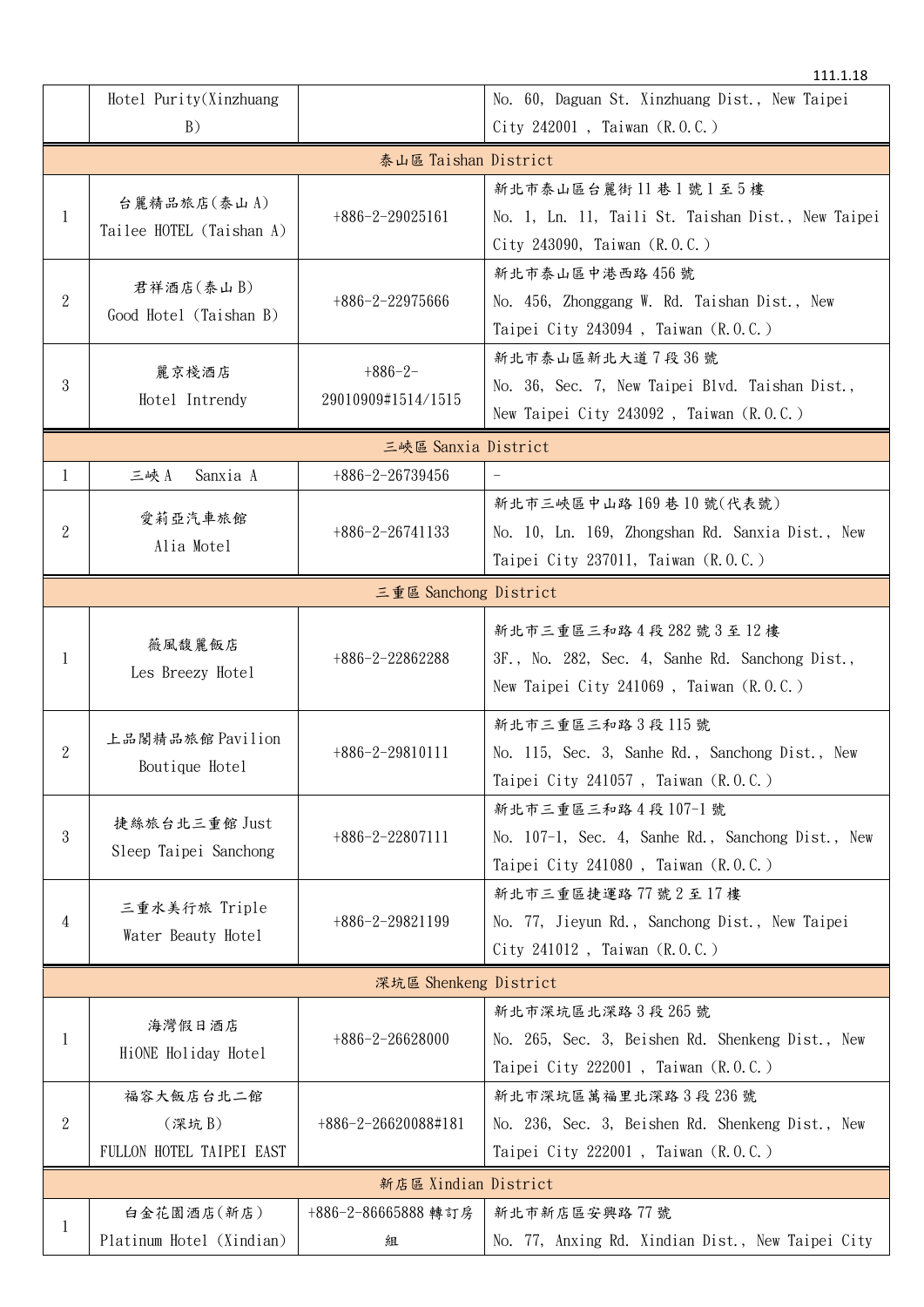| | Hotel Purity(Xinzhuang B) | | No. 60, Daguan St. Xinzhuang Dist., New Taipei City 242001 , Taiwan (R.O.C.) |
|---|---|---|---|
| 泰山區 Taishan District | | | |
| 1 | 台麗精品旅店(泰山 A) Tailee HOTEL (Taishan A) | +886-2-29025161 | 新北市泰山區台麗街 11 巷 1 號 1 至 5 樓 No. 1, Ln. 11, Taili St. Taishan Dist., New Taipei City 243090, Taiwan (R.O.C.) |
| 2 | 君祥酒店(泰山 B) Good Hotel (Taishan B) | +886-2-22975666 | 新北市泰山區中港西路 456 號 No. 456, Zhonggang W. Rd. Taishan Dist., New Taipei City 243094 , Taiwan (R.O.C.) |
| 3 | 麗京棧酒店 Hotel Intrendy | +886-2-29010909#1514/1515 | 新北市泰山區新北大道 7 段 36 號 No. 36, Sec. 7, New Taipei Blvd. Taishan Dist., New Taipei City 243092 , Taiwan (R.O.C.) |
| 三峽區 Sanxia District | | | |
| 1 | 三峽 A　Sanxia A | +886-2-26739456 | - |
| 2 | 愛莉亞汽車旅館 Alia Motel | +886-2-26741133 | 新北市三峽區中山路 169 巷 10 號(代表號) No. 10, Ln. 169, Zhongshan Rd. Sanxia Dist., New Taipei City 237011, Taiwan (R.O.C.) |
| 三重區 Sanchong District | | | |
| 1 | 薇風馥麗飯店 Les Breezy Hotel | +886-2-22862288 | 新北市三重區三和路 4 段 282 號 3 至 12 樓 3F., No. 282, Sec. 4, Sanhe Rd. Sanchong Dist., New Taipei City 241069 , Taiwan (R.O.C.) |
| 2 | 上品閣精品旅館 Pavilion Boutique Hotel | +886-2-29810111 | 新北市三重區三和路 3 段 115 號 No. 115, Sec. 3, Sanhe Rd., Sanchong Dist., New Taipei City 241057 , Taiwan (R.O.C.) |
| 3 | 捷絲旅台北三重館 Just Sleep Taipei Sanchong | +886-2-22807111 | 新北市三重區三和路 4 段 107-1 號 No. 107-1, Sec. 4, Sanhe Rd., Sanchong Dist., New Taipei City 241080 , Taiwan (R.O.C.) |
| 4 | 三重水美行旅 Triple Water Beauty Hotel | +886-2-29821199 | 新北市三重區捷運路 77 號 2 至 17 樓 No. 77, Jieyun Rd., Sanchong Dist., New Taipei City 241012 , Taiwan (R.O.C.) |
| 深坑區 Shenkeng District | | | |
| 1 | 海灣假日酒店 HiONE Holiday Hotel | +886-2-26628000 | 新北市深坑區北深路 3 段 265 號 No. 265, Sec. 3, Beishen Rd. Shenkeng Dist., New Taipei City 222001 , Taiwan (R.O.C.) |
| 2 | 福容大飯店台北二館 (深坑 B) FULLON HOTEL TAIPEI EAST | +886-2-26620088#181 | 新北市深坑區萬福里北深路 3 段 236 號 No. 236, Sec. 3, Beishen Rd. Shenkeng Dist., New Taipei City 222001 , Taiwan (R.O.C.) |
| 新店區 Xindian District | | | |
| 1 | 白金花園酒店(新店) Platinum Hotel (Xindian) | +886-2-86665888 轉訂房組 | 新北市新店區安興路 77 號 No. 77, Anxing Rd. Xindian Dist., New Taipei City |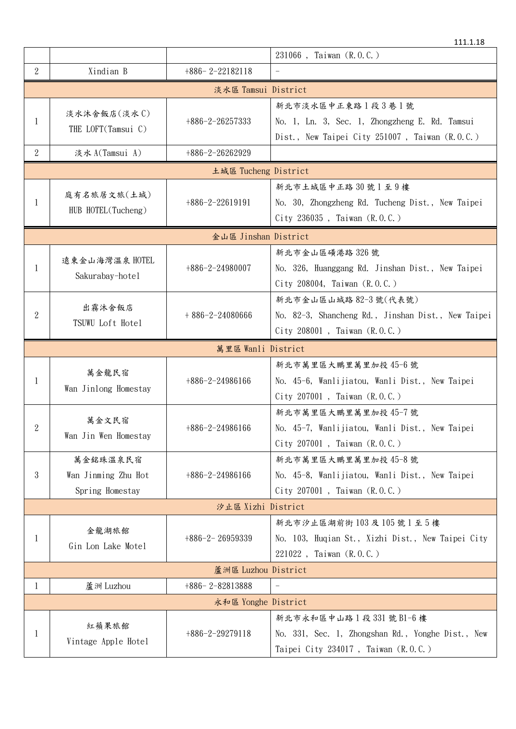| | | | |
|---|---|---|---|
| | | | 231066 , Taiwan (R.O.C.) |
| 2 | Xindian B | +886- 2-22182118 | - |
| 淡水區 Tamsui District | | | |
| 1 | 淡水沐舍飯店(淡水C)<br>THE LOFT(Tamsui C) | +886-2-26257333 | 新北市淡水區中正東路1段3巷1號<br>No. 1, Ln. 3, Sec. 1, Zhongzheng E. Rd. Tamsui Dist., New Taipei City 251007 , Taiwan (R.O.C.) |
| 2 | 淡水A(Tamsui A) | +886-2-26262929 | |
| 土城區 Tucheng District | | | |
| 1 | 庭有名旅居文旅(土城)<br>HUB HOTEL(Tucheng) | +886-2-22619191 | 新北市土城區中正路30號1至9樓<br>No. 30, Zhongzheng Rd. Tucheng Dist., New Taipei City 236035 , Taiwan (R.O.C.) |
| 金山區 Jinshan District | | | |
| 1 | 遠東金山海灣溫泉HOTEL<br>Sakurabay-hotel | +886-2-24980007 | 新北市金山區磺港路326號<br>No. 326, Huanggang Rd. Jinshan Dist., New Taipei City 208004, Taiwan (R.O.C.) |
| 2 | 出霧沐舍飯店<br>TSUWU Loft Hotel | + 886-2-24080666 | 新北市金山區山城路82-3號(代表號)<br>No. 82-3, Shancheng Rd., Jinshan Dist., New Taipei City 208001 , Taiwan (R.O.C.) |
| 萬里區 Wanli District | | | |
| 1 | 萬金龍民宿<br>Wan Jinlong Homestay | +886-2-24986166 | 新北市萬里區大鵬里萬里加投45-6號<br>No. 45-6, Wanlijiatou, Wanli Dist., New Taipei City 207001 , Taiwan (R.O.C.) |
| 2 | 萬金文民宿<br>Wan Jin Wen Homestay | +886-2-24986166 | 新北市萬里區大鵬里萬里加投45-7號<br>No. 45-7, Wanlijiatou, Wanli Dist., New Taipei City 207001 , Taiwan (R.O.C.) |
| 3 | 萬金銘珠溫泉民宿<br>Wan Jinming Zhu Hot Spring Homestay | +886-2-24986166 | 新北市萬里區大鵬里萬里加投45-8號<br>No. 45-8, Wanlijiatou, Wanli Dist., New Taipei City 207001 , Taiwan (R.O.C.) |
| 汐止區 Xizhi District | | | |
| 1 | 金龍湖旅館<br>Gin Lon Lake Motel | +886-2- 26959339 | 新北市汐止區湖前街103及105號1至5樓<br>No. 103, Huqian St., Xizhi Dist., New Taipei City 221022 , Taiwan (R.O.C.) |
| 蘆洲區 Luzhou District | | | |
| 1 | 蘆洲 Luzhou | +886- 2-82813888 | - |
| 永和區 Yonghe District | | | |
| 1 | 紅蘋果旅館<br>Vintage Apple Hotel | +886-2-29279118 | 新北市永和區中山路1段331號B1-6樓<br>No. 331, Sec. 1, Zhongshan Rd., Yonghe Dist., New Taipei City 234017 , Taiwan (R.O.C.) |